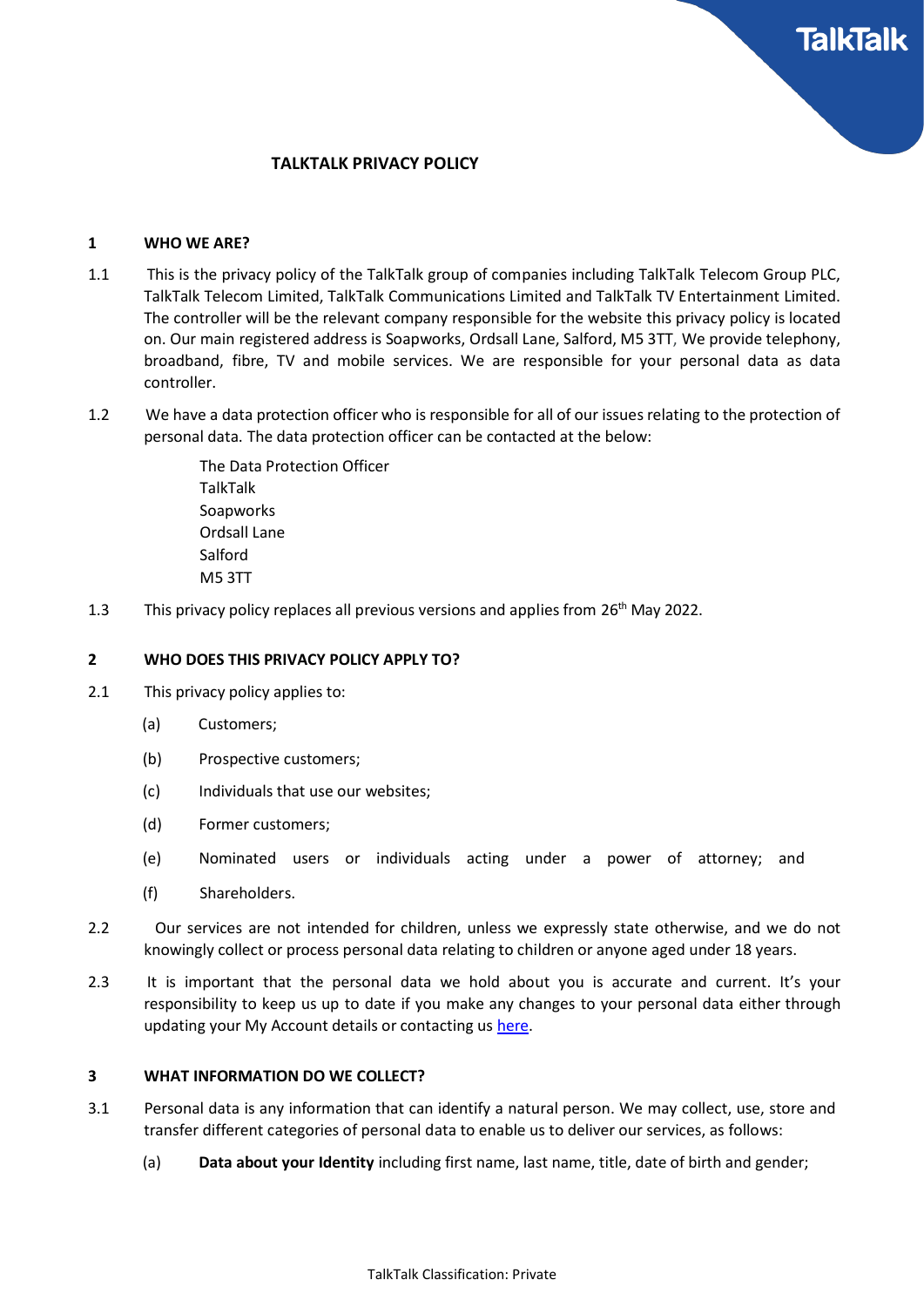# TALKTALK PRIVACY POLICY

## 1 WHO WE ARE?

1.1 This is the privacy policy of the TalkTalk group of companies including TalkTalk Telecom Group PLC, TalkTalk Telecom Limited, TalkTalk Communications Limited and TalkTalk TV Entertainment Limited. The controller will be the relevant company responsible for the website this privacy policy is located on. Our main registered address is Soapworks, Ordsall Lane, Salford, M5 3TT, We provide telephony, broadband, fibre, TV and mobile services. We are responsible for your personal data as data controller.

1.2 We have a data protection officer who is responsible for all of our issues relating to the protection of personal data. The data protection officer can be contacted at the below:

The Data Protection Officer
TalkTalk
Soapworks
Ordsall Lane
Salford
M5 3TT

1.3 This privacy policy replaces all previous versions and applies from 26th May 2022.

## 2 WHO DOES THIS PRIVACY POLICY APPLY TO?

2.1 This privacy policy applies to:

(a) Customers;

(b) Prospective customers;

(c) Individuals that use our websites;

(d) Former customers;

(e) Nominated users or individuals acting under a power of attorney; and

(f) Shareholders.

2.2 Our services are not intended for children, unless we expressly state otherwise, and we do not knowingly collect or process personal data relating to children or anyone aged under 18 years.

2.3 It is important that the personal data we hold about you is accurate and current. It's your responsibility to keep us up to date if you make any changes to your personal data either through updating your My Account details or contacting us here.

## 3 WHAT INFORMATION DO WE COLLECT?

3.1 Personal data is any information that can identify a natural person. We may collect, use, store and transfer different categories of personal data to enable us to deliver our services, as follows:

(a) **Data about your Identity** including first name, last name, title, date of birth and gender;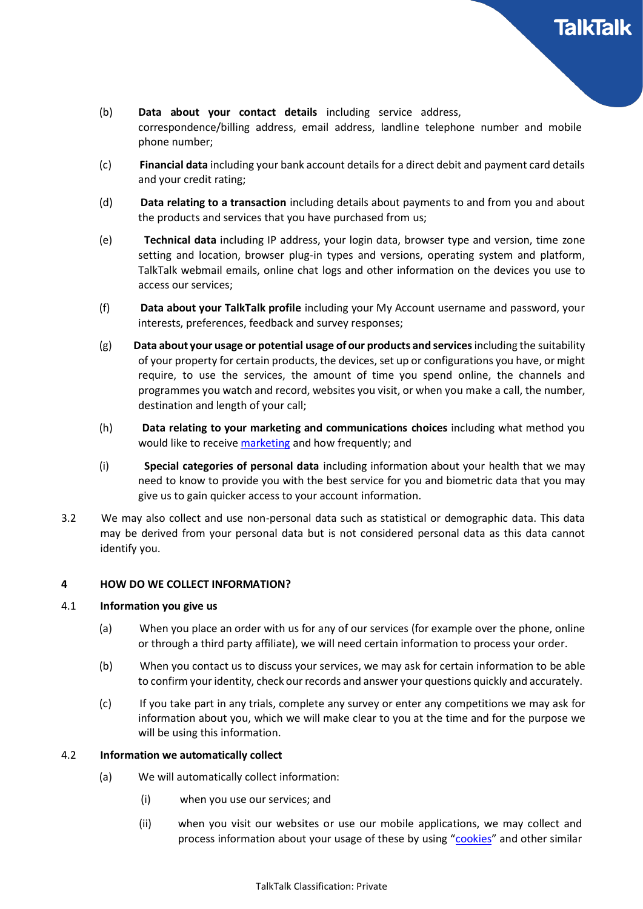(b) **Data about your contact details** including service address, correspondence/billing address, email address, landline telephone number and mobile phone number;

(c) **Financial data** including your bank account details for a direct debit and payment card details and your credit rating;

(d) **Data relating to a transaction** including details about payments to and from you and about the products and services that you have purchased from us;

(e) **Technical data** including IP address, your login data, browser type and version, time zone setting and location, browser plug-in types and versions, operating system and platform, TalkTalk webmail emails, online chat logs and other information on the devices you use to access our services;

(f) **Data about your TalkTalk profile** including your My Account username and password, your interests, preferences, feedback and survey responses;

(g) **Data about your usage or potential usage of our products and services** including the suitability of your property for certain products, the devices, set up or configurations you have, or might require, to use the services, the amount of time you spend online, the channels and programmes you watch and record, websites you visit, or when you make a call, the number, destination and length of your call;

(h) **Data relating to your marketing and communications choices** including what method you would like to receive marketing and how frequently; and

(i) **Special categories of personal data** including information about your health that we may need to know to provide you with the best service for you and biometric data that you may give us to gain quicker access to your account information.

3.2 We may also collect and use non-personal data such as statistical or demographic data. This data may be derived from your personal data but is not considered personal data as this data cannot identify you.

**4 HOW DO WE COLLECT INFORMATION?**

**4.1 Information you give us**

(a) When you place an order with us for any of our services (for example over the phone, online or through a third party affiliate), we will need certain information to process your order.

(b) When you contact us to discuss your services, we may ask for certain information to be able to confirm your identity, check our records and answer your questions quickly and accurately.

(c) If you take part in any trials, complete any survey or enter any competitions we may ask for information about you, which we will make clear to you at the time and for the purpose we will be using this information.

**4.2 Information we automatically collect**

(a) We will automatically collect information:

(i) when you use our services; and

(ii) when you visit our websites or use our mobile applications, we may collect and process information about your usage of these by using "cookies" and other similar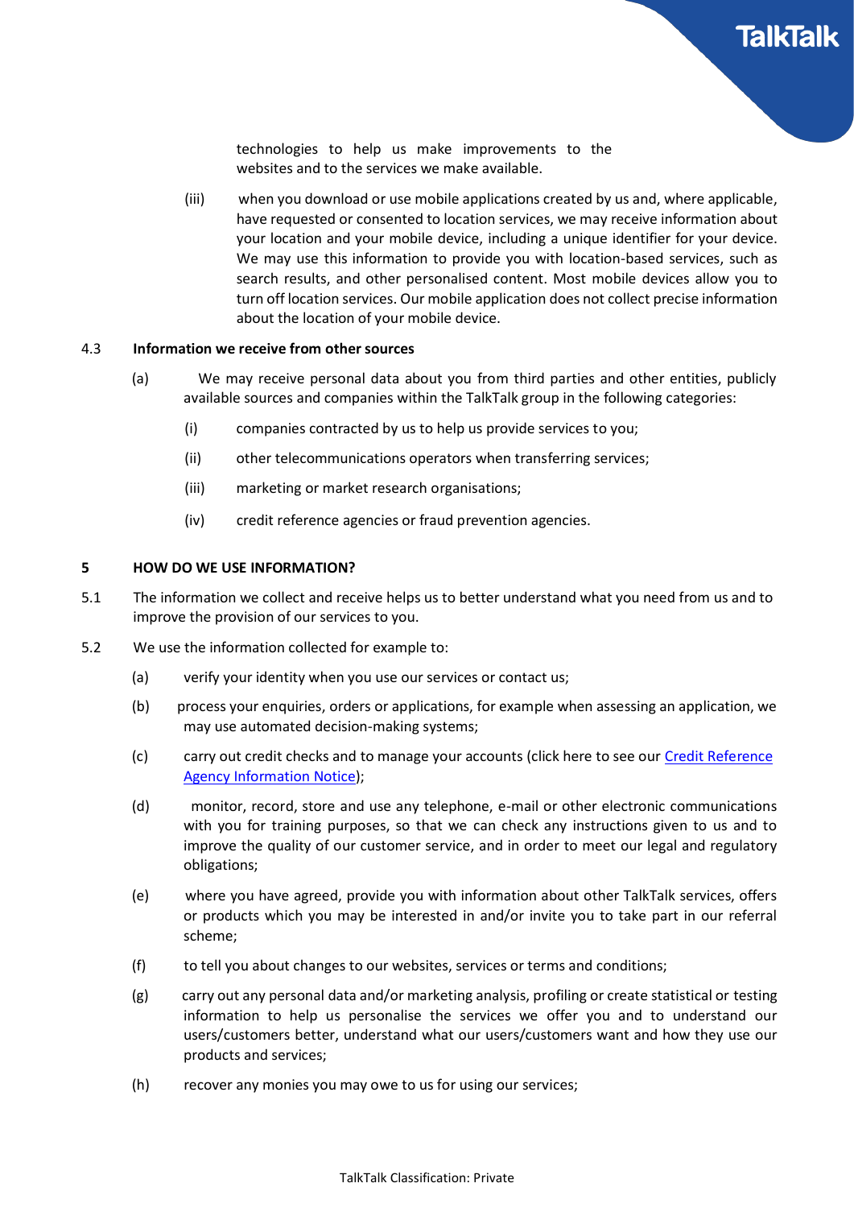technologies to help us make improvements to the websites and to the services we make available.

(iii) when you download or use mobile applications created by us and, where applicable, have requested or consented to location services, we may receive information about your location and your mobile device, including a unique identifier for your device. We may use this information to provide you with location-based services, such as search results, and other personalised content. Most mobile devices allow you to turn off location services. Our mobile application does not collect precise information about the location of your mobile device.

4.3 **Information we receive from other sources**

(a) We may receive personal data about you from third parties and other entities, publicly available sources and companies within the TalkTalk group in the following categories:

(i) companies contracted by us to help us provide services to you;

(ii) other telecommunications operators when transferring services;

(iii) marketing or market research organisations;

(iv) credit reference agencies or fraud prevention agencies.

## 5 HOW DO WE USE INFORMATION?

5.1 The information we collect and receive helps us to better understand what you need from us and to improve the provision of our services to you.

5.2 We use the information collected for example to:

(a) verify your identity when you use our services or contact us;

(b) process your enquiries, orders or applications, for example when assessing an application, we may use automated decision-making systems;

(c) carry out credit checks and to manage your accounts (click here to see our [Credit Reference Agency Information Notice]);

(d) monitor, record, store and use any telephone, e-mail or other electronic communications with you for training purposes, so that we can check any instructions given to us and to improve the quality of our customer service, and in order to meet our legal and regulatory obligations;

(e) where you have agreed, provide you with information about other TalkTalk services, offers or products which you may be interested in and/or invite you to take part in our referral scheme;

(f) to tell you about changes to our websites, services or terms and conditions;

(g) carry out any personal data and/or marketing analysis, profiling or create statistical or testing information to help us personalise the services we offer you and to understand our users/customers better, understand what our users/customers want and how they use our products and services;

(h) recover any monies you may owe to us for using our services;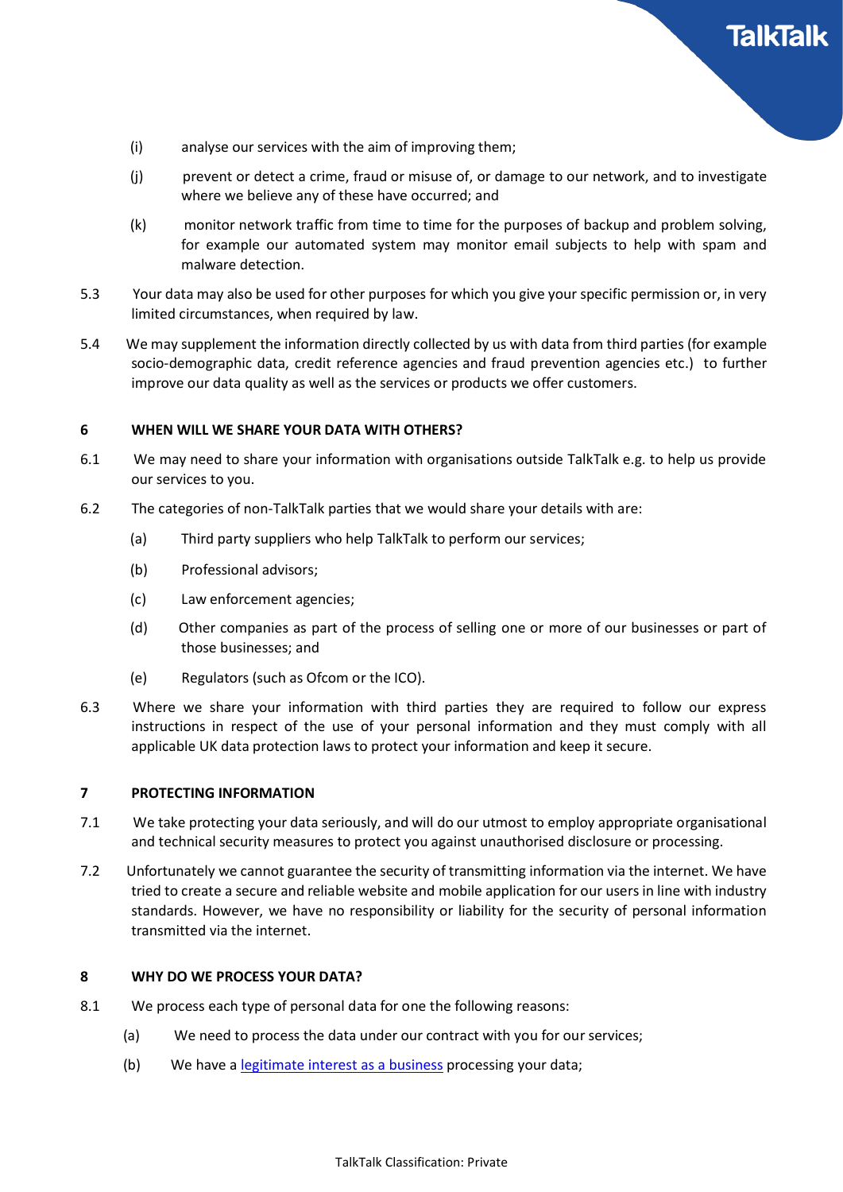(i) analyse our services with the aim of improving them;

(j) prevent or detect a crime, fraud or misuse of, or damage to our network, and to investigate where we believe any of these have occurred; and

(k) monitor network traffic from time to time for the purposes of backup and problem solving, for example our automated system may monitor email subjects to help with spam and malware detection.

5.3 Your data may also be used for other purposes for which you give your specific permission or, in very limited circumstances, when required by law.

5.4 We may supplement the information directly collected by us with data from third parties (for example socio-demographic data, credit reference agencies and fraud prevention agencies etc.) to further improve our data quality as well as the services or products we offer customers.

## 6 WHEN WILL WE SHARE YOUR DATA WITH OTHERS?

6.1 We may need to share your information with organisations outside TalkTalk e.g. to help us provide our services to you.

6.2 The categories of non-TalkTalk parties that we would share your details with are:

(a) Third party suppliers who help TalkTalk to perform our services;

(b) Professional advisors;

(c) Law enforcement agencies;

(d) Other companies as part of the process of selling one or more of our businesses or part of those businesses; and

(e) Regulators (such as Ofcom or the ICO).

6.3 Where we share your information with third parties they are required to follow our express instructions in respect of the use of your personal information and they must comply with all applicable UK data protection laws to protect your information and keep it secure.

## 7 PROTECTING INFORMATION

7.1 We take protecting your data seriously, and will do our utmost to employ appropriate organisational and technical security measures to protect you against unauthorised disclosure or processing.

7.2 Unfortunately we cannot guarantee the security of transmitting information via the internet. We have tried to create a secure and reliable website and mobile application for our users in line with industry standards. However, we have no responsibility or liability for the security of personal information transmitted via the internet.

## 8 WHY DO WE PROCESS YOUR DATA?

8.1 We process each type of personal data for one the following reasons:

(a) We need to process the data under our contract with you for our services;

(b) We have a legitimate interest as a business processing your data;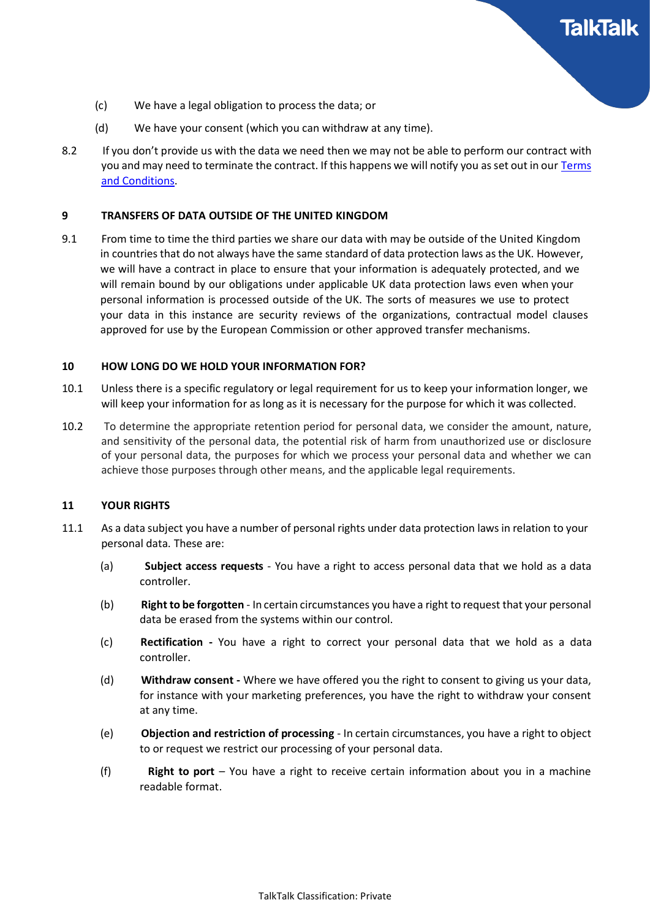(c) We have a legal obligation to process the data; or

(d) We have your consent (which you can withdraw at any time).

8.2 If you don't provide us with the data we need then we may not be able to perform our contract with you and may need to terminate the contract. If this happens we will notify you as set out in our [Terms and Conditions](#).

## 9 TRANSFERS OF DATA OUTSIDE OF THE UNITED KINGDOM

9.1 From time to time the third parties we share our data with may be outside of the United Kingdom in countries that do not always have the same standard of data protection laws as the UK. However, we will have a contract in place to ensure that your information is adequately protected, and we will remain bound by our obligations under applicable UK data protection laws even when your personal information is processed outside of the UK. The sorts of measures we use to protect your data in this instance are security reviews of the organizations, contractual model clauses approved for use by the European Commission or other approved transfer mechanisms.

## 10 HOW LONG DO WE HOLD YOUR INFORMATION FOR?

10.1 Unless there is a specific regulatory or legal requirement for us to keep your information longer, we will keep your information for as long as it is necessary for the purpose for which it was collected.

10.2 To determine the appropriate retention period for personal data, we consider the amount, nature, and sensitivity of the personal data, the potential risk of harm from unauthorized use or disclosure of your personal data, the purposes for which we process your personal data and whether we can achieve those purposes through other means, and the applicable legal requirements.

## 11 YOUR RIGHTS

11.1 As a data subject you have a number of personal rights under data protection laws in relation to your personal data. These are:

(a) **Subject access requests** - You have a right to access personal data that we hold as a data controller.

(b) **Right to be forgotten** - In certain circumstances you have a right to request that your personal data be erased from the systems within our control.

(c) **Rectification -** You have a right to correct your personal data that we hold as a data controller.

(d) **Withdraw consent -** Where we have offered you the right to consent to giving us your data, for instance with your marketing preferences, you have the right to withdraw your consent at any time.

(e) **Objection and restriction of processing** - In certain circumstances, you have a right to object to or request we restrict our processing of your personal data.

(f) **Right to port** – You have a right to receive certain information about you in a machine readable format.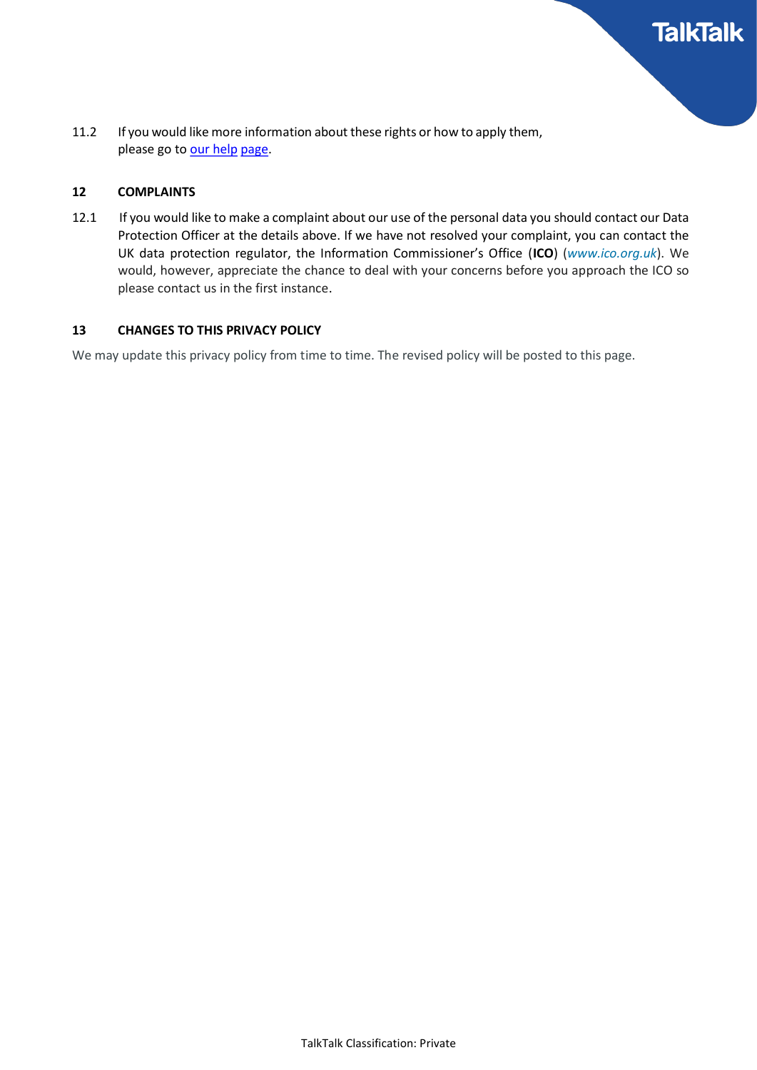11.2 If you would like more information about these rights or how to apply them, please go to our help page.

## 12 COMPLAINTS

12.1 If you would like to make a complaint about our use of the personal data you should contact our Data Protection Officer at the details above. If we have not resolved your complaint, you can contact the UK data protection regulator, the Information Commissioner's Office (**ICO**) (*www.ico.org.uk*). We would, however, appreciate the chance to deal with your concerns before you approach the ICO so please contact us in the first instance.

## 13 CHANGES TO THIS PRIVACY POLICY

We may update this privacy policy from time to time. The revised policy will be posted to this page.